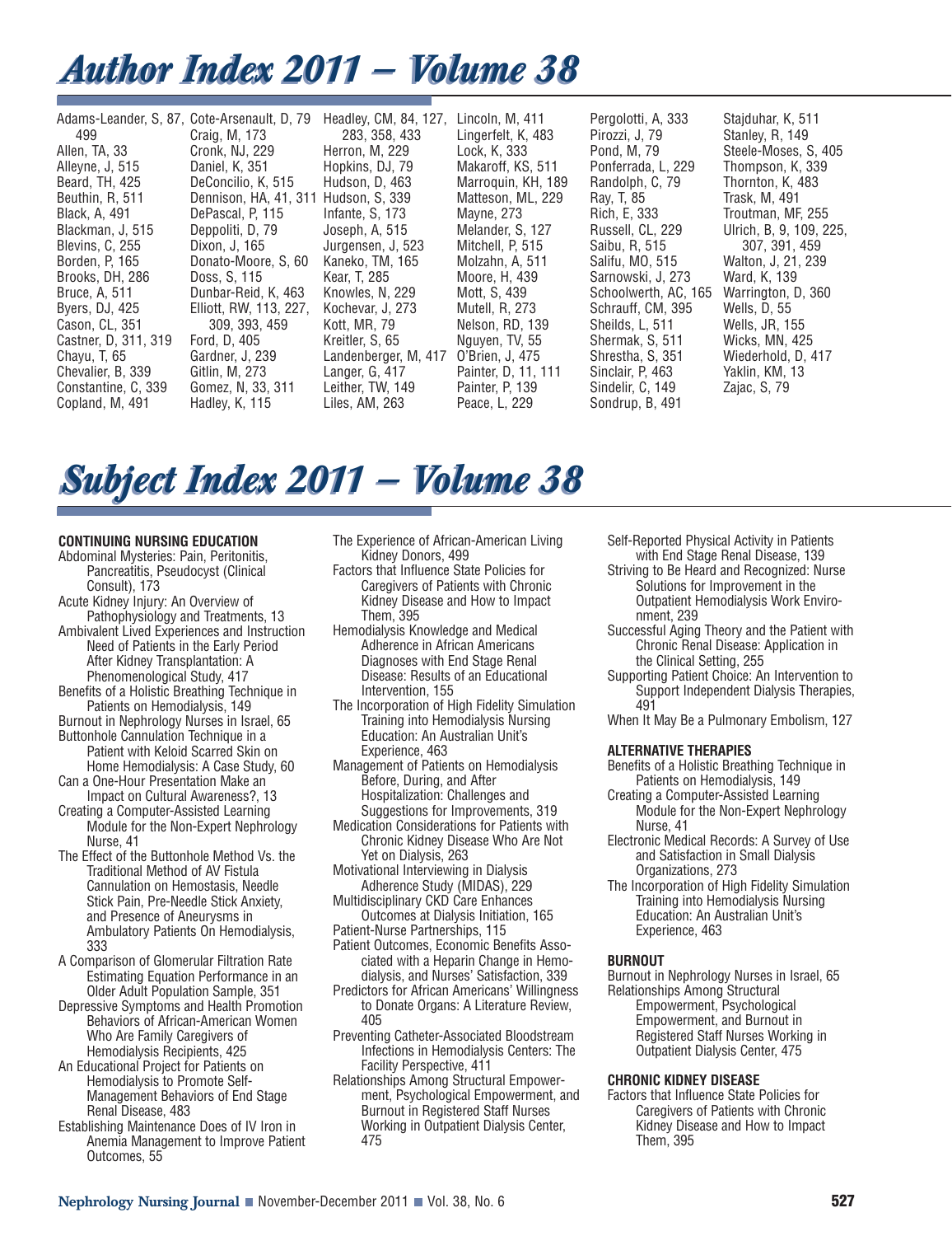# Author Index 2011 – Volume 38

Adams-Leander, S, 87, 499
Allen, TA, 33
Alleyne, J, 515
Beard, TH, 425
Beuthin, R, 511
Black, A, 491
Blackman, J, 515
Blevins, C, 255
Borden, P, 165
Brooks, DH, 286
Bruce, A, 511
Byers, DJ, 425
Cason, CL, 351
Castner, D, 311, 319
Chayu, T, 65
Chevalier, B, 339
Constantine, C, 339
Copland, M, 491
Cote-Arsenault, D, 79
Craig, M, 173
Cronk, NJ, 229
Daniel, K, 351
DeConcilio, K, 515
Dennison, HA, 41, 311
DePascal, P, 115
Deppoliti, D, 79
Dixon, J, 165
Donato-Moore, S, 60
Doss, S, 115
Dunbar-Reid, K, 463
Elliott, RW, 113, 227, 309, 393, 459
Ford, D, 405
Gardner, J, 239
Gitlin, M, 273
Gomez, N, 33, 311
Hadley, K, 115
Headley, CM, 84, 127, 283, 358, 433
Herron, M, 229
Hopkins, DJ, 79
Hudson, D, 463
Hudson, S, 339
Infante, S, 173
Joseph, A, 515
Jurgensen, J, 523
Kaneko, TM, 165
Kear, T, 285
Knowles, N, 229
Kochevar, J, 273
Kott, MR, 79
Kreitler, S, 65
Landenberger, M, 417
Langer, G, 417
Leither, TW, 149
Liles, AM, 263
Lincoln, M, 411
Lingerfelt, K, 483
Lock, K, 333
Makaroff, KS, 511
Marroquin, KH, 189
Matteson, ML, 229
Mayne, 273
Melander, S, 127
Mitchell, P, 515
Molzahn, A, 511
Moore, H, 439
Mott, S, 439
Mutell, R, 273
Nelson, RD, 139
Nguyen, TV, 55
O'Brien, J, 475
Painter, D, 11, 111
Painter, P, 139
Peace, L, 229
Pergolotti, A, 333
Pirozzi, J, 79
Pond, M, 79
Ponferrada, L, 229
Randolph, C, 79
Ray, T, 85
Rich, E, 333
Russell, CL, 229
Saibu, R, 515
Salifu, MO, 515
Sarnowski, J, 273
Schoolwerth, AC, 165
Schrauff, CM, 395
Sheilds, L, 511
Shermak, S, 511
Shrestha, S, 351
Sinclair, P, 463
Sindelir, C, 149
Sondrup, B, 491
Stajduhar, K, 511
Stanley, R, 149
Steele-Moses, S, 405
Thompson, K, 339
Thornton, K, 483
Trask, M, 491
Troutman, MF, 255
Ulrich, B, 9, 109, 225, 307, 391, 459
Walton, J, 21, 239
Ward, K, 139
Warrington, D, 360
Wells, D, 55
Wells, JR, 155
Wicks, MN, 425
Wiederhold, D, 417
Yaklin, KM, 13
Zajac, S, 79

# Subject Index 2011 – Volume 38

**CONTINUING NURSING EDUCATION**

Abdominal Mysteries: Pain, Peritonitis, Pancreatitis, Pseudocyst (Clinical Consult), 173
Acute Kidney Injury: An Overview of Pathophysiology and Treatments, 13
Ambivalent Lived Experiences and Instruction Need of Patients in the Early Period After Kidney Transplantation: A Phenomenological Study, 417
Benefits of a Holistic Breathing Technique in Patients on Hemodialysis, 149
Burnout in Nephrology Nurses in Israel, 65
Buttonhole Cannulation Technique in a Patient with Keloid Scarred Skin on Home Hemodialysis: A Case Study, 60
Can a One-Hour Presentation Make an Impact on Cultural Awareness?, 13
Creating a Computer-Assisted Learning Module for the Non-Expert Nephrology Nurse, 41
The Effect of the Buttonhole Method Vs. the Traditional Method of AV Fistula Cannulation on Hemostasis, Needle Stick Pain, Pre-Needle Stick Anxiety, and Presence of Aneurysms in Ambulatory Patients On Hemodialysis, 333
A Comparison of Glomerular Filtration Rate Estimating Equation Performance in an Older Adult Population Sample, 351
Depressive Symptoms and Health Promotion Behaviors of African-American Women Who Are Family Caregivers of Hemodialysis Recipients, 425
An Educational Project for Patients on Hemodialysis to Promote Self-Management Behaviors of End Stage Renal Disease, 483
Establishing Maintenance Does of IV Iron in Anemia Management to Improve Patient Outcomes, 55
The Experience of African-American Living Kidney Donors, 499
Factors that Influence State Policies for Caregivers of Patients with Chronic Kidney Disease and How to Impact Them, 395
Hemodialysis Knowledge and Medical Adherence in African Americans Diagnoses with End Stage Renal Disease: Results of an Educational Intervention, 155
The Incorporation of High Fidelity Simulation Training into Hemodialysis Nursing Education: An Australian Unit's Experience, 463
Management of Patients on Hemodialysis Before, During, and After Hospitalization: Challenges and Suggestions for Improvements, 319
Medication Considerations for Patients with Chronic Kidney Disease Who Are Not Yet on Dialysis, 263
Motivational Interviewing in Dialysis Adherence Study (MIDAS), 229
Multidisciplinary CKD Care Enhances Outcomes at Dialysis Initiation, 165
Patient-Nurse Partnerships, 115
Patient Outcomes, Economic Benefits Associated with a Heparin Change in Hemodialysis, and Nurses' Satisfaction, 339
Predictors for African Americans' Willingness to Donate Organs: A Literature Review, 405
Preventing Catheter-Associated Bloodstream Infections in Hemodialysis Centers: The Facility Perspective, 411
Relationships Among Structural Empowerment, Psychological Empowerment, and Burnout in Registered Staff Nurses Working in Outpatient Dialysis Center, 475
Self-Reported Physical Activity in Patients with End Stage Renal Disease, 139
Striving to Be Heard and Recognized: Nurse Solutions for Improvement in the Outpatient Hemodialysis Work Environment, 239
Successful Aging Theory and the Patient with Chronic Renal Disease: Application in the Clinical Setting, 255
Supporting Patient Choice: An Intervention to Support Independent Dialysis Therapies, 491
When It May Be a Pulmonary Embolism, 127

**ALTERNATIVE THERAPIES**

Benefits of a Holistic Breathing Technique in Patients on Hemodialysis, 149
Creating a Computer-Assisted Learning Module for the Non-Expert Nephrology Nurse, 41
Electronic Medical Records: A Survey of Use and Satisfaction in Small Dialysis Organizations, 273
The Incorporation of High Fidelity Simulation Training into Hemodialysis Nursing Education: An Australian Unit's Experience, 463

**BURNOUT**

Burnout in Nephrology Nurses in Israel, 65
Relationships Among Structural Empowerment, Psychological Empowerment, and Burnout in Registered Staff Nurses Working in Outpatient Dialysis Center, 475

**CHRONIC KIDNEY DISEASE**

Factors that Influence State Policies for Caregivers of Patients with Chronic Kidney Disease and How to Impact Them, 395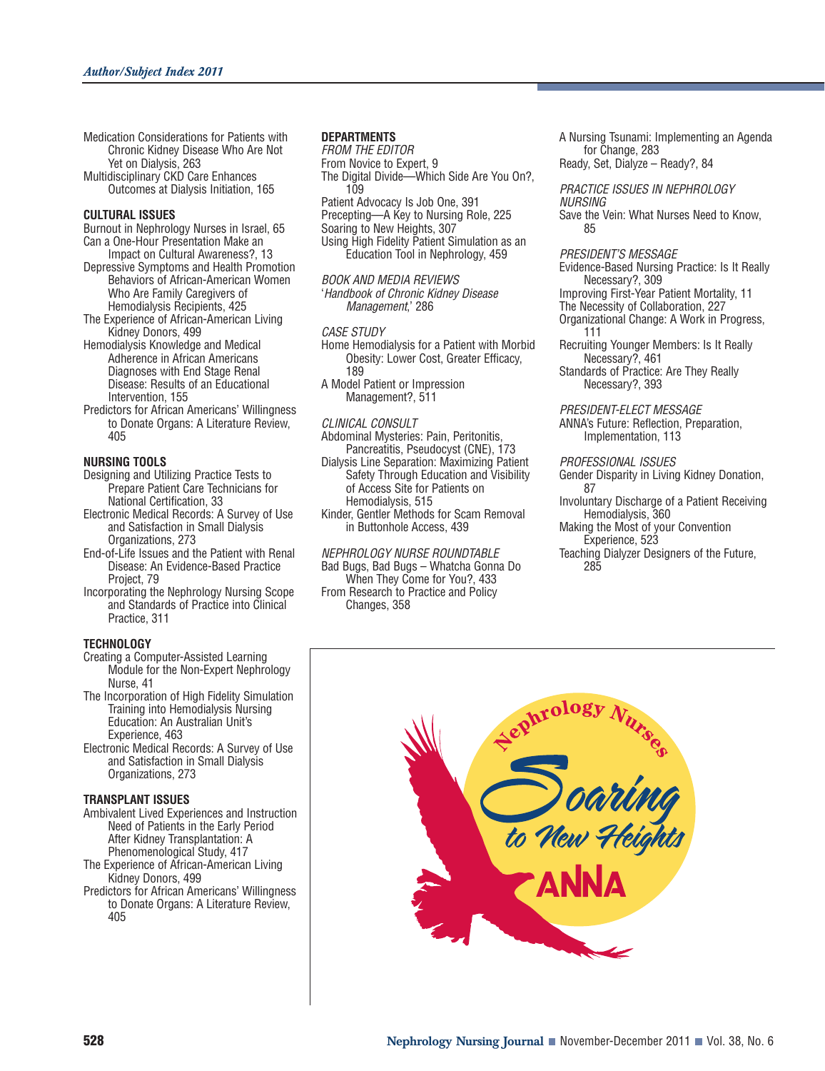Medication Considerations for Patients with Chronic Kidney Disease Who Are Not Yet on Dialysis, 263

Multidisciplinary CKD Care Enhances Outcomes at Dialysis Initiation, 165

**CULTURAL ISSUES**

Burnout in Nephrology Nurses in Israel, 65

Can a One-Hour Presentation Make an Impact on Cultural Awareness?, 13

Depressive Symptoms and Health Promotion Behaviors of African-American Women Who Are Family Caregivers of Hemodialysis Recipients, 425

The Experience of African-American Living Kidney Donors, 499

Hemodialysis Knowledge and Medical Adherence in African Americans Diagnoses with End Stage Renal Disease: Results of an Educational Intervention, 155

Predictors for African Americans' Willingness to Donate Organs: A Literature Review, 405

**NURSING TOOLS**

Designing and Utilizing Practice Tests to Prepare Patient Care Technicians for National Certification, 33

Electronic Medical Records: A Survey of Use and Satisfaction in Small Dialysis Organizations, 273

End-of-Life Issues and the Patient with Renal Disease: An Evidence-Based Practice Project, 79

Incorporating the Nephrology Nursing Scope and Standards of Practice into Clinical Practice, 311

**TECHNOLOGY**

Creating a Computer-Assisted Learning Module for the Non-Expert Nephrology Nurse, 41

The Incorporation of High Fidelity Simulation Training into Hemodialysis Nursing Education: An Australian Unit's Experience, 463

Electronic Medical Records: A Survey of Use and Satisfaction in Small Dialysis Organizations, 273

**TRANSPLANT ISSUES**

Ambivalent Lived Experiences and Instruction Need of Patients in the Early Period After Kidney Transplantation: A Phenomenological Study, 417

The Experience of African-American Living Kidney Donors, 499

Predictors for African Americans' Willingness to Donate Organs: A Literature Review, 405

**DEPARTMENTS**

*FROM THE EDITOR*

From Novice to Expert, 9

The Digital Divide—Which Side Are You On?, 109

Patient Advocacy Is Job One, 391

Precepting—A Key to Nursing Role, 225

Soaring to New Heights, 307

Using High Fidelity Patient Simulation as an Education Tool in Nephrology, 459

*BOOK AND MEDIA REVIEWS*

'*Handbook of Chronic Kidney Disease Management*,' 286

*CASE STUDY*

Home Hemodialysis for a Patient with Morbid Obesity: Lower Cost, Greater Efficacy, 189

A Model Patient or Impression Management?, 511

*CLINICAL CONSULT*

Abdominal Mysteries: Pain, Peritonitis, Pancreatitis, Pseudocyst (CNE), 173

Dialysis Line Separation: Maximizing Patient Safety Through Education and Visibility of Access Site for Patients on Hemodialysis, 515

Kinder, Gentler Methods for Scam Removal in Buttonhole Access, 439

*NEPHROLOGY NURSE ROUNDTABLE*

Bad Bugs, Bad Bugs – Whatcha Gonna Do When They Come for You?, 433

From Research to Practice and Policy Changes, 358

A Nursing Tsunami: Implementing an Agenda for Change, 283

Ready, Set, Dialyze – Ready?, 84

*PRACTICE ISSUES IN NEPHROLOGY NURSING*

Save the Vein: What Nurses Need to Know, 85

*PRESIDENT'S MESSAGE*

Evidence-Based Nursing Practice: Is It Really Necessary?, 309

Improving First-Year Patient Mortality, 11

The Necessity of Collaboration, 227

Organizational Change: A Work in Progress, 111

Recruiting Younger Members: Is It Really Necessary?, 461

Standards of Practice: Are They Really Necessary?, 393

*PRESIDENT-ELECT MESSAGE*

ANNA's Future: Reflection, Preparation, Implementation, 113

*PROFESSIONAL ISSUES*

Gender Disparity in Living Kidney Donation, 87

Involuntary Discharge of a Patient Receiving Hemodialysis, 360

Making the Most of your Convention Experience, 523

Teaching Dialyzer Designers of the Future, 285

Nephrology Nurses Soaring to New Heights ANNA